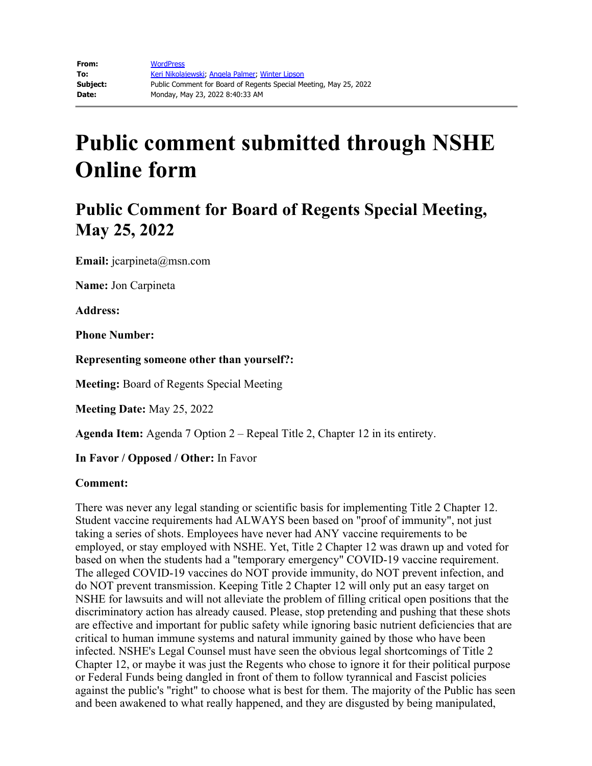| **From:** | WordPress |
| --- | --- |
| **To:** | Keri Nikolajewski; Angela Palmer; Winter Lipson |
| **Subject:** | Public Comment for Board of Regents Special Meeting, May 25, 2022 |
| **Date:** | Monday, May 23, 2022 8:40:33 AM |

# Public comment submitted through NSHE Online form

## Public Comment for Board of Regents Special Meeting, May 25, 2022

**Email:** jcarpineta@msn.com

**Name:** Jon Carpineta

**Address:**

**Phone Number:**

**Representing someone other than yourself?:**

**Meeting:** Board of Regents Special Meeting

**Meeting Date:** May 25, 2022

**Agenda Item:** Agenda 7 Option 2 – Repeal Title 2, Chapter 12 in its entirety.

**In Favor / Opposed / Other:** In Favor

**Comment:**

There was never any legal standing or scientific basis for implementing Title 2 Chapter 12. Student vaccine requirements had ALWAYS been based on "proof of immunity", not just taking a series of shots. Employees have never had ANY vaccine requirements to be employed, or stay employed with NSHE. Yet, Title 2 Chapter 12 was drawn up and voted for based on when the students had a "temporary emergency" COVID-19 vaccine requirement. The alleged COVID-19 vaccines do NOT provide immunity, do NOT prevent infection, and do NOT prevent transmission. Keeping Title 2 Chapter 12 will only put an easy target on NSHE for lawsuits and will not alleviate the problem of filling critical open positions that the discriminatory action has already caused. Please, stop pretending and pushing that these shots are effective and important for public safety while ignoring basic nutrient deficiencies that are critical to human immune systems and natural immunity gained by those who have been infected. NSHE's Legal Counsel must have seen the obvious legal shortcomings of Title 2 Chapter 12, or maybe it was just the Regents who chose to ignore it for their political purpose or Federal Funds being dangled in front of them to follow tyrannical and Fascist policies against the public's "right" to choose what is best for them. The majority of the Public has seen and been awakened to what really happened, and they are disgusted by being manipulated,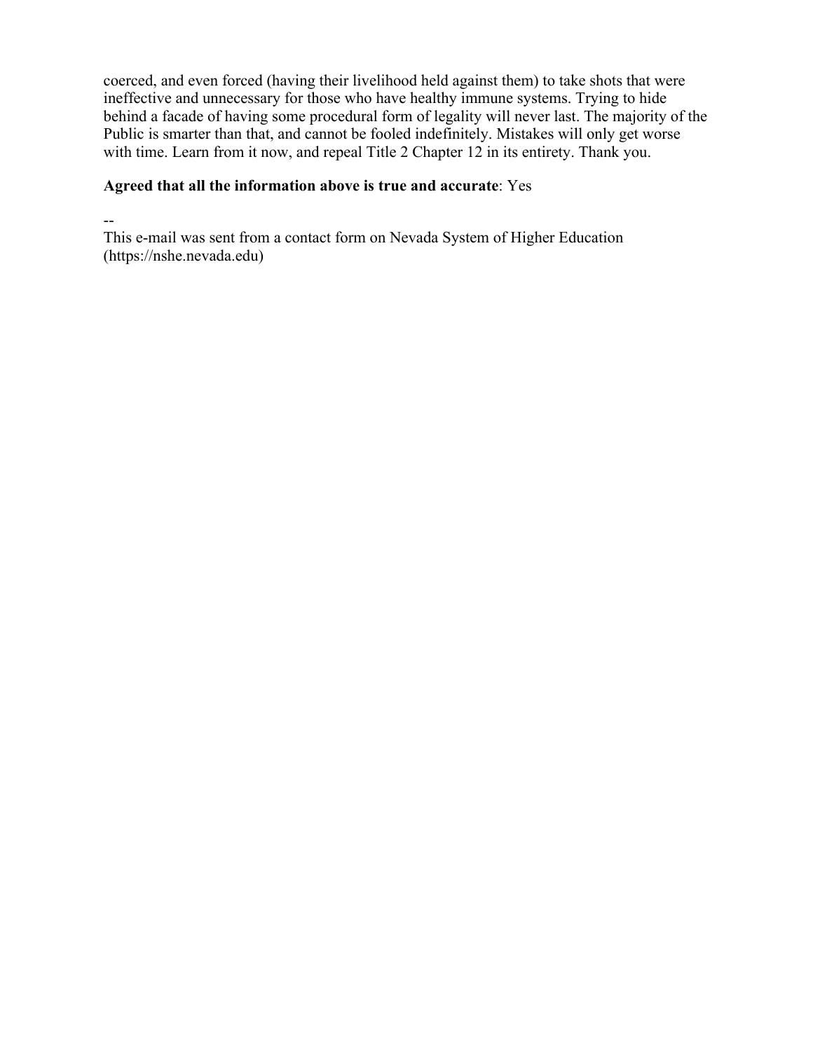coerced, and even forced (having their livelihood held against them) to take shots that were ineffective and unnecessary for those who have healthy immune systems. Trying to hide behind a facade of having some procedural form of legality will never last. The majority of the Public is smarter than that, and cannot be fooled indefinitely. Mistakes will only get worse with time. Learn from it now, and repeal Title 2 Chapter 12 in its entirety. Thank you.

**Agreed that all the information above is true and accurate**: Yes

--
This e-mail was sent from a contact form on Nevada System of Higher Education (https://nshe.nevada.edu)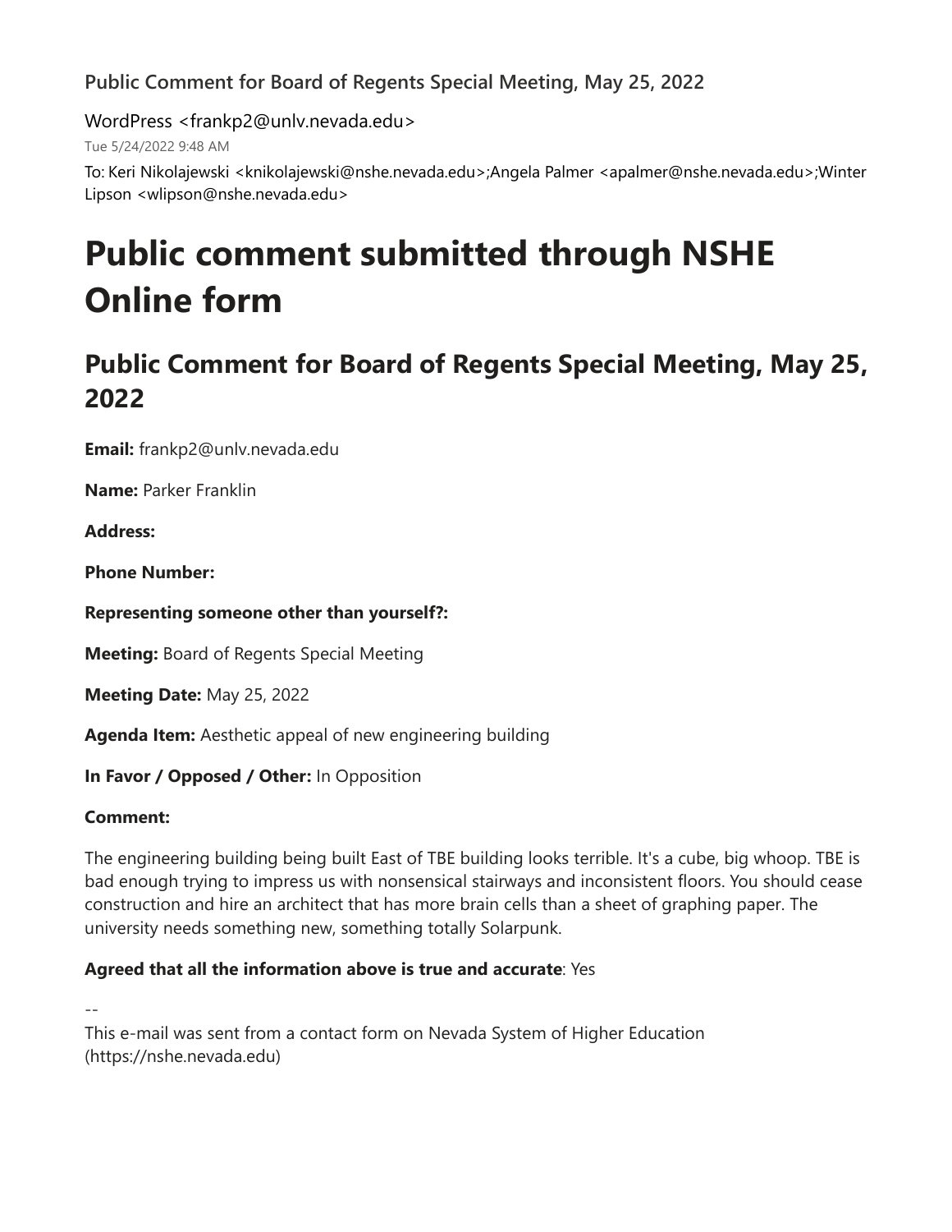Public Comment for Board of Regents Special Meeting, May 25, 2022

WordPress <frankp2@unlv.nevada.edu>

Tue 5/24/2022 9:48 AM

To: Keri Nikolajewski <knikolajewski@nshe.nevada.edu>;Angela Palmer <apalmer@nshe.nevada.edu>;Winter Lipson <wlipson@nshe.nevada.edu>

# Public comment submitted through NSHE Online form

## Public Comment for Board of Regents Special Meeting, May 25, 2022

**Email:** frankp2@unlv.nevada.edu

**Name:** Parker Franklin

**Address:**

**Phone Number:**

**Representing someone other than yourself?:**

**Meeting:** Board of Regents Special Meeting

**Meeting Date:** May 25, 2022

**Agenda Item:** Aesthetic appeal of new engineering building

**In Favor / Opposed / Other:** In Opposition

**Comment:**

The engineering building being built East of TBE building looks terrible. It's a cube, big whoop. TBE is bad enough trying to impress us with nonsensical stairways and inconsistent floors. You should cease construction and hire an architect that has more brain cells than a sheet of graphing paper. The university needs something new, something totally Solarpunk.

**Agreed that all the information above is true and accurate**: Yes

--

This e-mail was sent from a contact form on Nevada System of Higher Education (https://nshe.nevada.edu)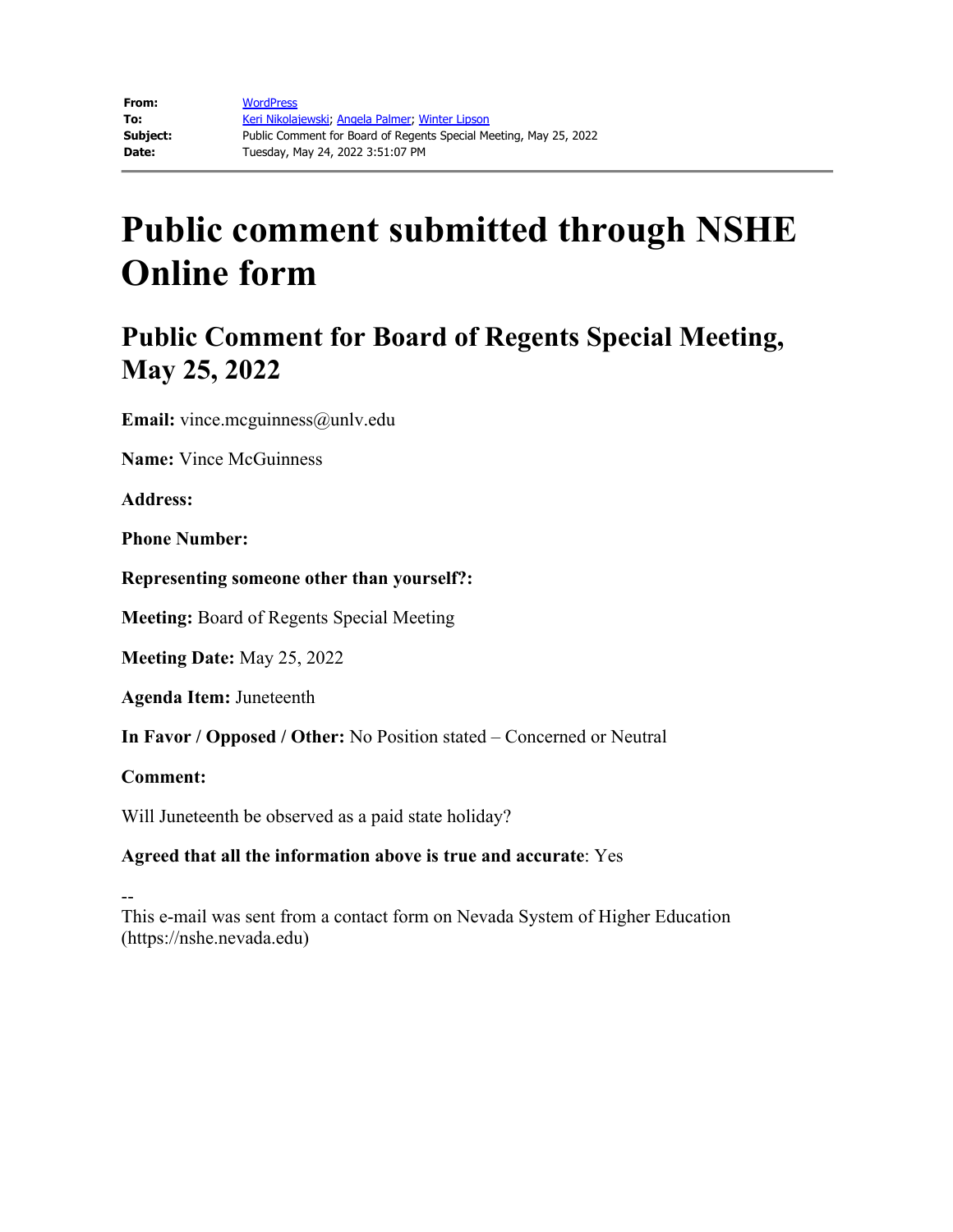**From:** WordPress
**To:** Keri Nikolajewski; Angela Palmer; Winter Lipson
**Subject:** Public Comment for Board of Regents Special Meeting, May 25, 2022
**Date:** Tuesday, May 24, 2022 3:51:07 PM

# Public comment submitted through NSHE Online form

## Public Comment for Board of Regents Special Meeting, May 25, 2022

**Email:** vince.mcguinness@unlv.edu

**Name:** Vince McGuinness

**Address:**

**Phone Number:**

**Representing someone other than yourself?:**

**Meeting:** Board of Regents Special Meeting

**Meeting Date:** May 25, 2022

**Agenda Item:** Juneteenth

**In Favor / Opposed / Other:** No Position stated – Concerned or Neutral

**Comment:**

Will Juneteenth be observed as a paid state holiday?

**Agreed that all the information above is true and accurate**: Yes

--
This e-mail was sent from a contact form on Nevada System of Higher Education (https://nshe.nevada.edu)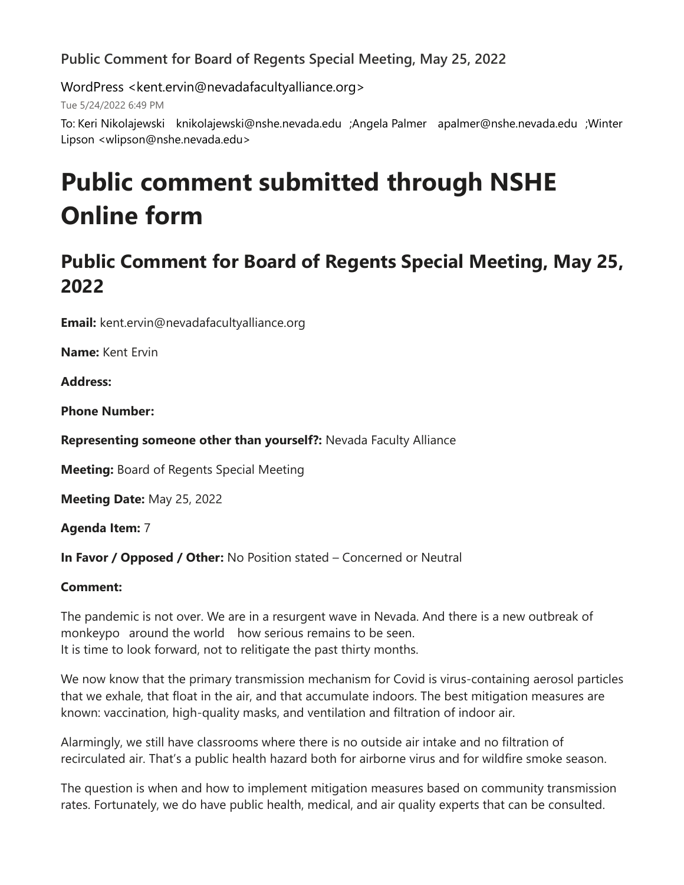Public Comment for Board of Regents Special Meeting, May 25, 2022

WordPress <kent.ervin@nevadafacultyalliance.org>

Tue 5/24/2022 6:49 PM

To: Keri Nikolajewski knikolajewski@nshe.nevada.edu ;Angela Palmer apalmer@nshe.nevada.edu ;Winter Lipson <wlipson@nshe.nevada.edu>

# Public comment submitted through NSHE Online form

## Public Comment for Board of Regents Special Meeting, May 25, 2022

**Email:** kent.ervin@nevadafacultyalliance.org

**Name:** Kent Ervin

**Address:**

**Phone Number:**

**Representing someone other than yourself?:** Nevada Faculty Alliance

**Meeting:** Board of Regents Special Meeting

**Meeting Date:** May 25, 2022

**Agenda Item:** 7

**In Favor / Opposed / Other:** No Position stated – Concerned or Neutral

**Comment:**

The pandemic is not over. We are in a resurgent wave in Nevada. And there is a new outbreak of monkeypo around the world how serious remains to be seen.
It is time to look forward, not to relitigate the past thirty months.

We now know that the primary transmission mechanism for Covid is virus-containing aerosol particles that we exhale, that float in the air, and that accumulate indoors. The best mitigation measures are known: vaccination, high-quality masks, and ventilation and filtration of indoor air.

Alarmingly, we still have classrooms where there is no outside air intake and no filtration of recirculated air. That's a public health hazard both for airborne virus and for wildfire smoke season.

The question is when and how to implement mitigation measures based on community transmission rates. Fortunately, we do have public health, medical, and air quality experts that can be consulted.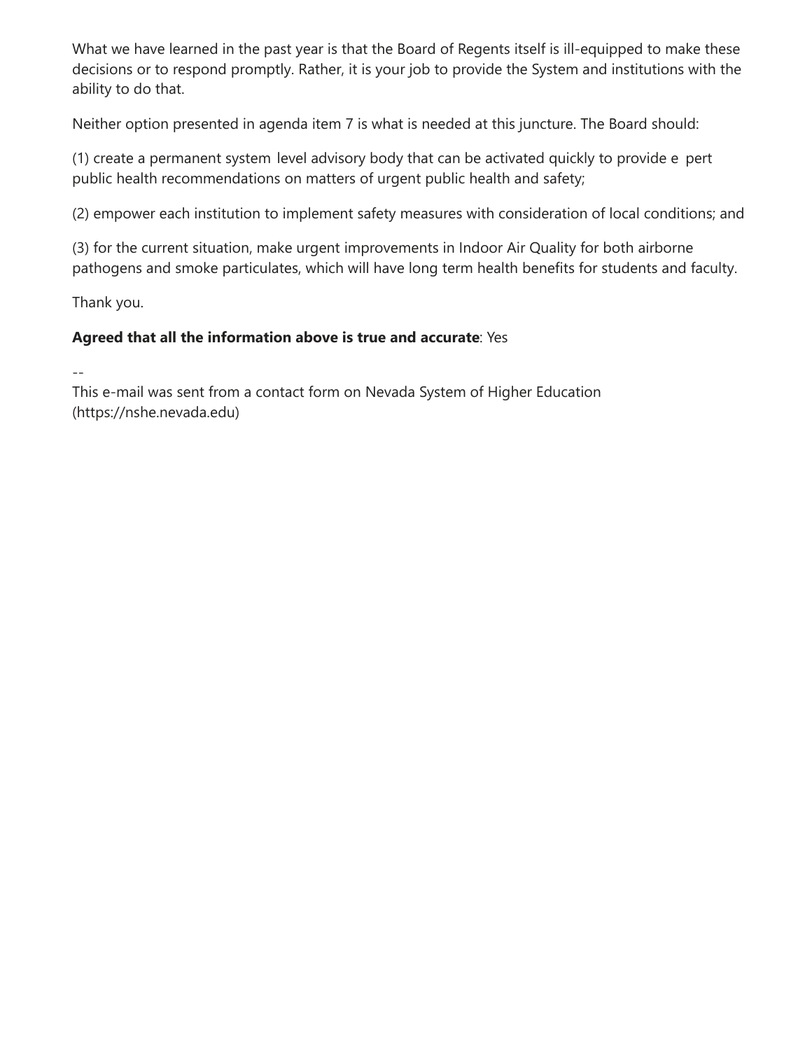What we have learned in the past year is that the Board of Regents itself is ill-equipped to make these decisions or to respond promptly. Rather, it is your job to provide the System and institutions with the ability to do that.

Neither option presented in agenda item 7 is what is needed at this juncture. The Board should:

(1) create a permanent system level advisory body that can be activated quickly to provide e pert public health recommendations on matters of urgent public health and safety;

(2) empower each institution to implement safety measures with consideration of local conditions; and

(3) for the current situation, make urgent improvements in Indoor Air Quality for both airborne pathogens and smoke particulates, which will have long term health benefits for students and faculty.

Thank you.

**Agreed that all the information above is true and accurate**: Yes

--
This e-mail was sent from a contact form on Nevada System of Higher Education (https://nshe.nevada.edu)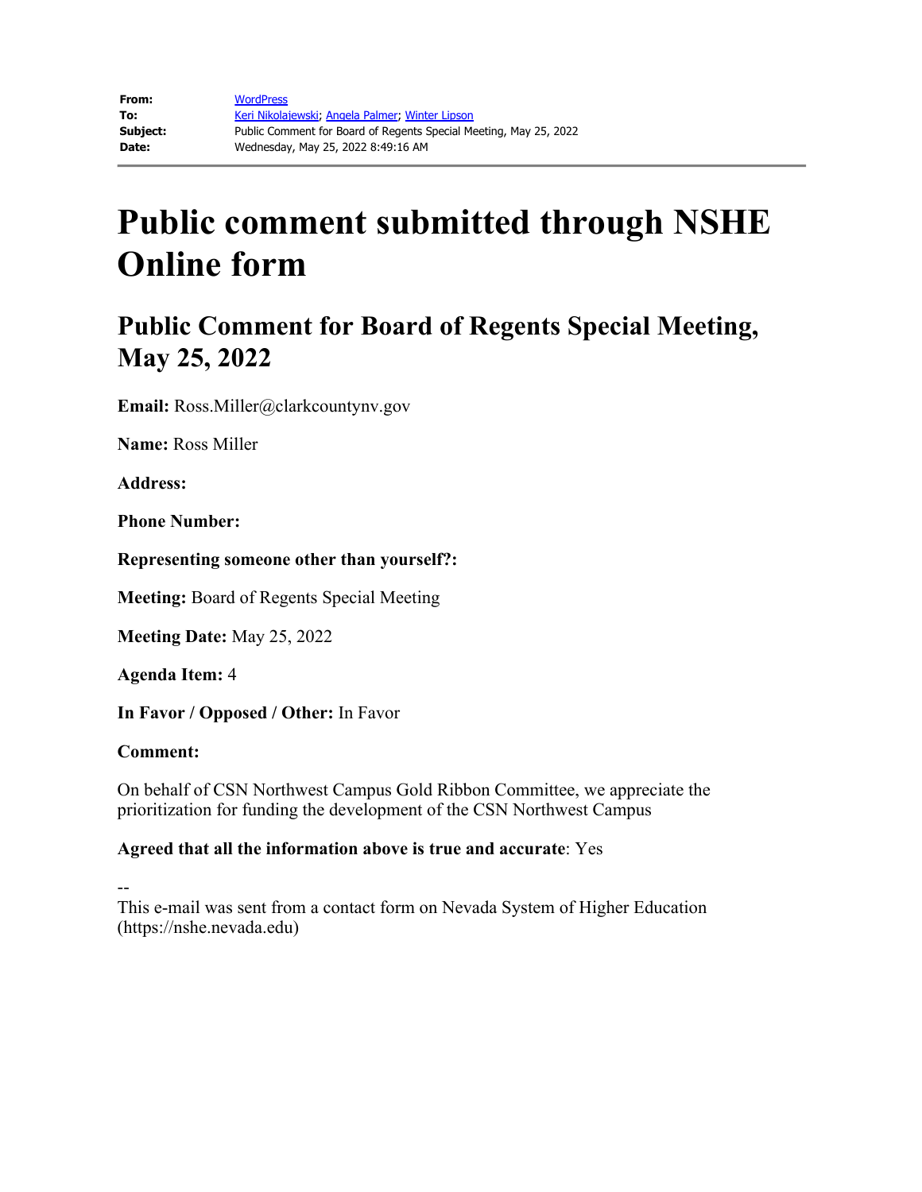| | |
|---|---|
| **From:** | WordPress |
| **To:** | Keri Nikolajewski; Angela Palmer; Winter Lipson |
| **Subject:** | Public Comment for Board of Regents Special Meeting, May 25, 2022 |
| **Date:** | Wednesday, May 25, 2022 8:49:16 AM |

# Public comment submitted through NSHE Online form

## Public Comment for Board of Regents Special Meeting, May 25, 2022

**Email:** Ross.Miller@clarkcountynv.gov

**Name:** Ross Miller

**Address:**

**Phone Number:**

**Representing someone other than yourself?:**

**Meeting:** Board of Regents Special Meeting

**Meeting Date:** May 25, 2022

**Agenda Item:** 4

**In Favor / Opposed / Other:** In Favor

**Comment:**

On behalf of CSN Northwest Campus Gold Ribbon Committee, we appreciate the prioritization for funding the development of the CSN Northwest Campus

**Agreed that all the information above is true and accurate**: Yes

--
This e-mail was sent from a contact form on Nevada System of Higher Education (https://nshe.nevada.edu)